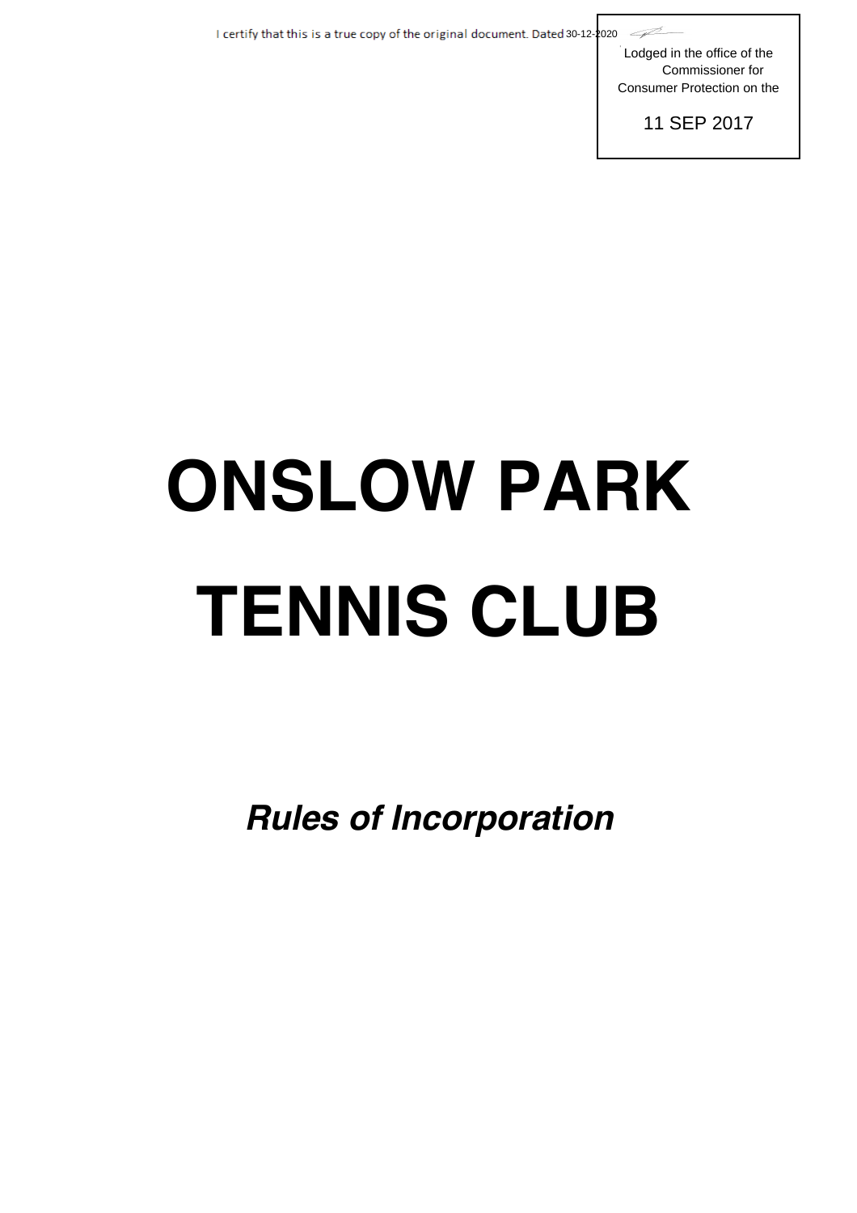I certify that this is a true copy of the original document. Dated 30-12-2020

Lodged in the office of the Commissioner for Consumer Protection on the

11 SEP 2017

# ONSLOW PARK TENNIS CLUB

***Rules of Incorporation***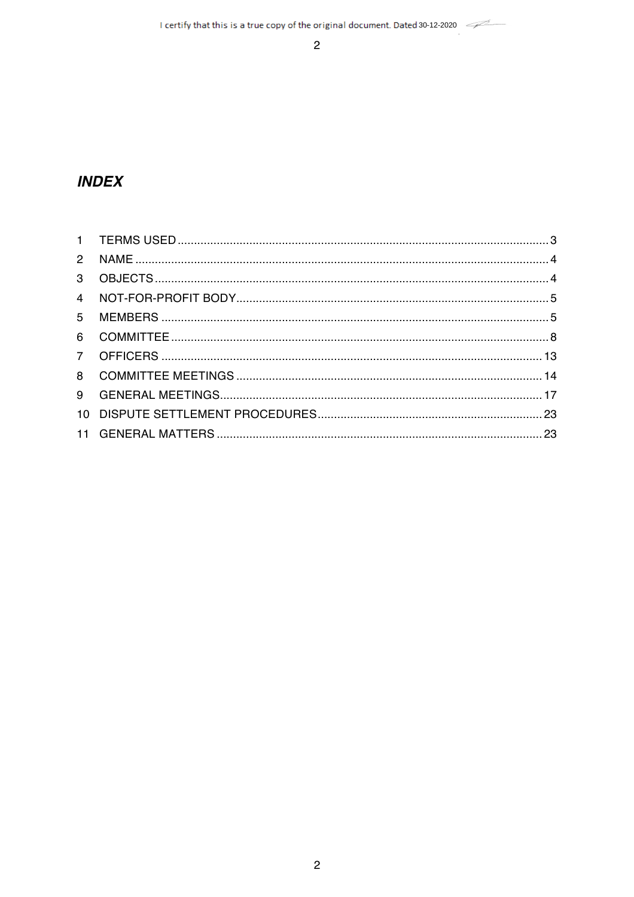I certify that this is a true copy of the original document. Dated 30-12-2020

## *INDEX*

| | | |
|---|---|---|
| 1 | TERMS USED | 3 |
| 2 | NAME | 4 |
| 3 | OBJECTS | 4 |
| 4 | NOT-FOR-PROFIT BODY | 5 |
| 5 | MEMBERS | 5 |
| 6 | COMMITTEE | 8 |
| 7 | OFFICERS | 13 |
| 8 | COMMITTEE MEETINGS | 14 |
| 9 | GENERAL MEETINGS | 17 |
| 10 | DISPUTE SETTLEMENT PROCEDURES | 23 |
| 11 | GENERAL MATTERS | 23 |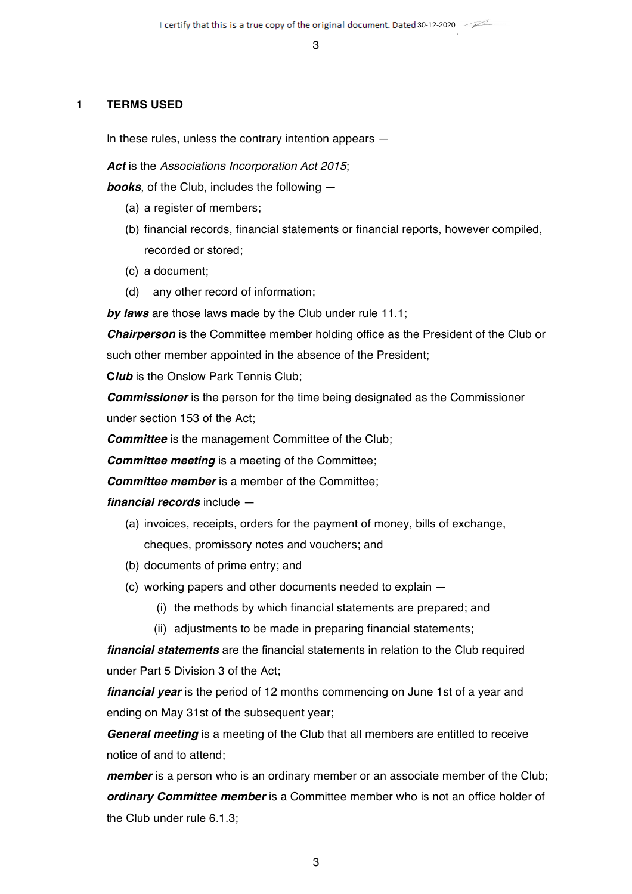## 1 TERMS USED

In these rules, unless the contrary intention appears —

***Act*** is the *Associations Incorporation Act 2015*;

***books***, of the Club, includes the following —

(a) a register of members;

(b) financial records, financial statements or financial reports, however compiled, recorded or stored;

(c) a document;

(d) any other record of information;

***by laws*** are those laws made by the Club under rule 11.1;

***Chairperson*** is the Committee member holding office as the President of the Club or such other member appointed in the absence of the President;

**C*lub*** is the Onslow Park Tennis Club;

***Commissioner*** is the person for the time being designated as the Commissioner under section 153 of the Act;

***Committee*** is the management Committee of the Club;

***Committee meeting*** is a meeting of the Committee;

***Committee member*** is a member of the Committee;

***financial records*** include —

(a) invoices, receipts, orders for the payment of money, bills of exchange, cheques, promissory notes and vouchers; and

(b) documents of prime entry; and

(c) working papers and other documents needed to explain —

  (i) the methods by which financial statements are prepared; and

  (ii) adjustments to be made in preparing financial statements;

***financial statements*** are the financial statements in relation to the Club required under Part 5 Division 3 of the Act;

***financial year*** is the period of 12 months commencing on June 1st of a year and ending on May 31st of the subsequent year;

***General meeting*** is a meeting of the Club that all members are entitled to receive notice of and to attend;

***member*** is a person who is an ordinary member or an associate member of the Club;

***ordinary Committee member*** is a Committee member who is not an office holder of the Club under rule 6.1.3;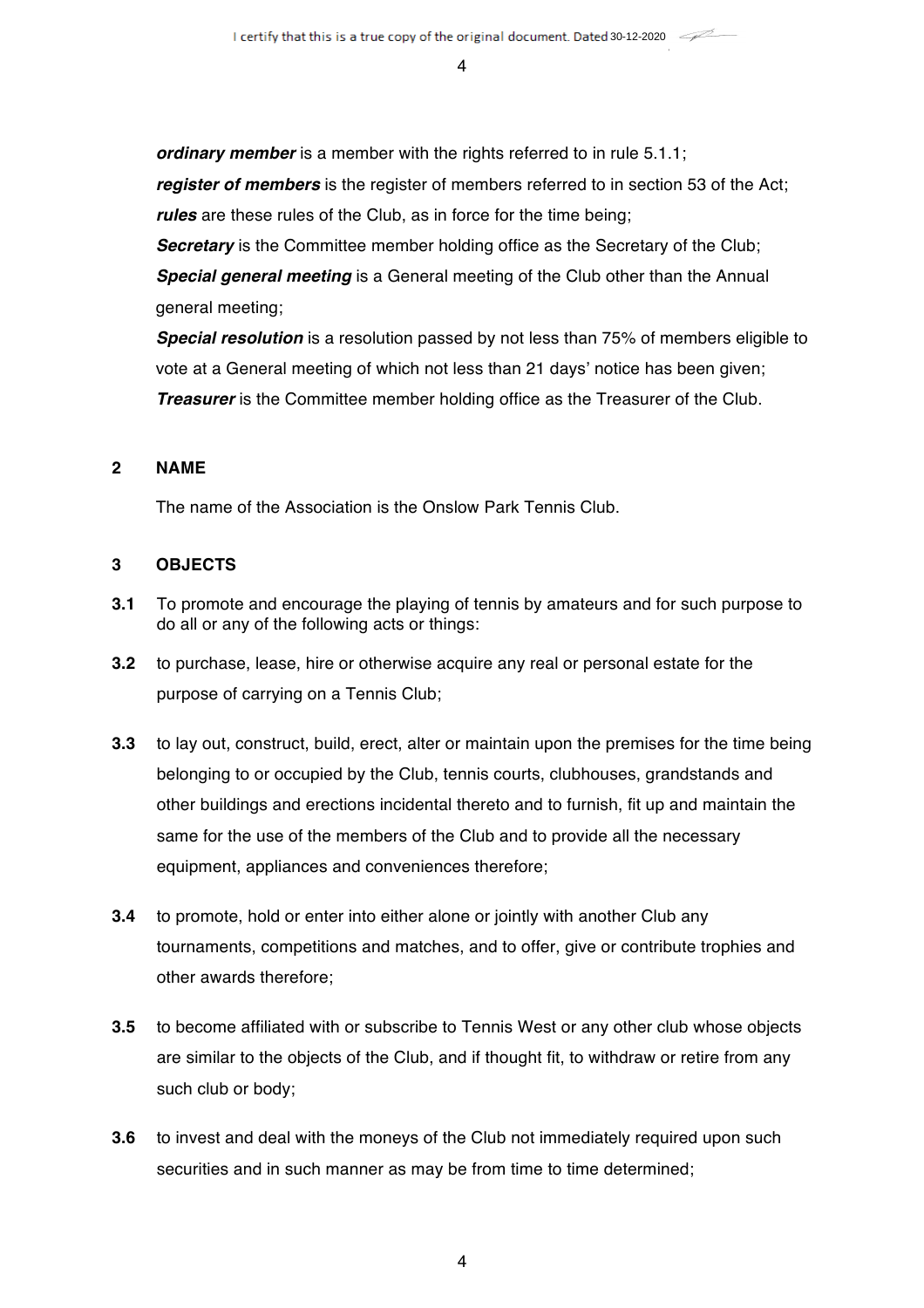***ordinary member*** is a member with the rights referred to in rule 5.1.1;

***register of members*** is the register of members referred to in section 53 of the Act;

***rules*** are these rules of the Club, as in force for the time being;

***Secretary*** is the Committee member holding office as the Secretary of the Club;

***Special general meeting*** is a General meeting of the Club other than the Annual general meeting;

***Special resolution*** is a resolution passed by not less than 75% of members eligible to vote at a General meeting of which not less than 21 days' notice has been given;

***Treasurer*** is the Committee member holding office as the Treasurer of the Club.

## 2 NAME

The name of the Association is the Onslow Park Tennis Club.

## 3 OBJECTS

**3.1** To promote and encourage the playing of tennis by amateurs and for such purpose to do all or any of the following acts or things:

**3.2** to purchase, lease, hire or otherwise acquire any real or personal estate for the purpose of carrying on a Tennis Club;

**3.3** to lay out, construct, build, erect, alter or maintain upon the premises for the time being belonging to or occupied by the Club, tennis courts, clubhouses, grandstands and other buildings and erections incidental thereto and to furnish, fit up and maintain the same for the use of the members of the Club and to provide all the necessary equipment, appliances and conveniences therefore;

**3.4** to promote, hold or enter into either alone or jointly with another Club any tournaments, competitions and matches, and to offer, give or contribute trophies and other awards therefore;

**3.5** to become affiliated with or subscribe to Tennis West or any other club whose objects are similar to the objects of the Club, and if thought fit, to withdraw or retire from any such club or body;

**3.6** to invest and deal with the moneys of the Club not immediately required upon such securities and in such manner as may be from time to time determined;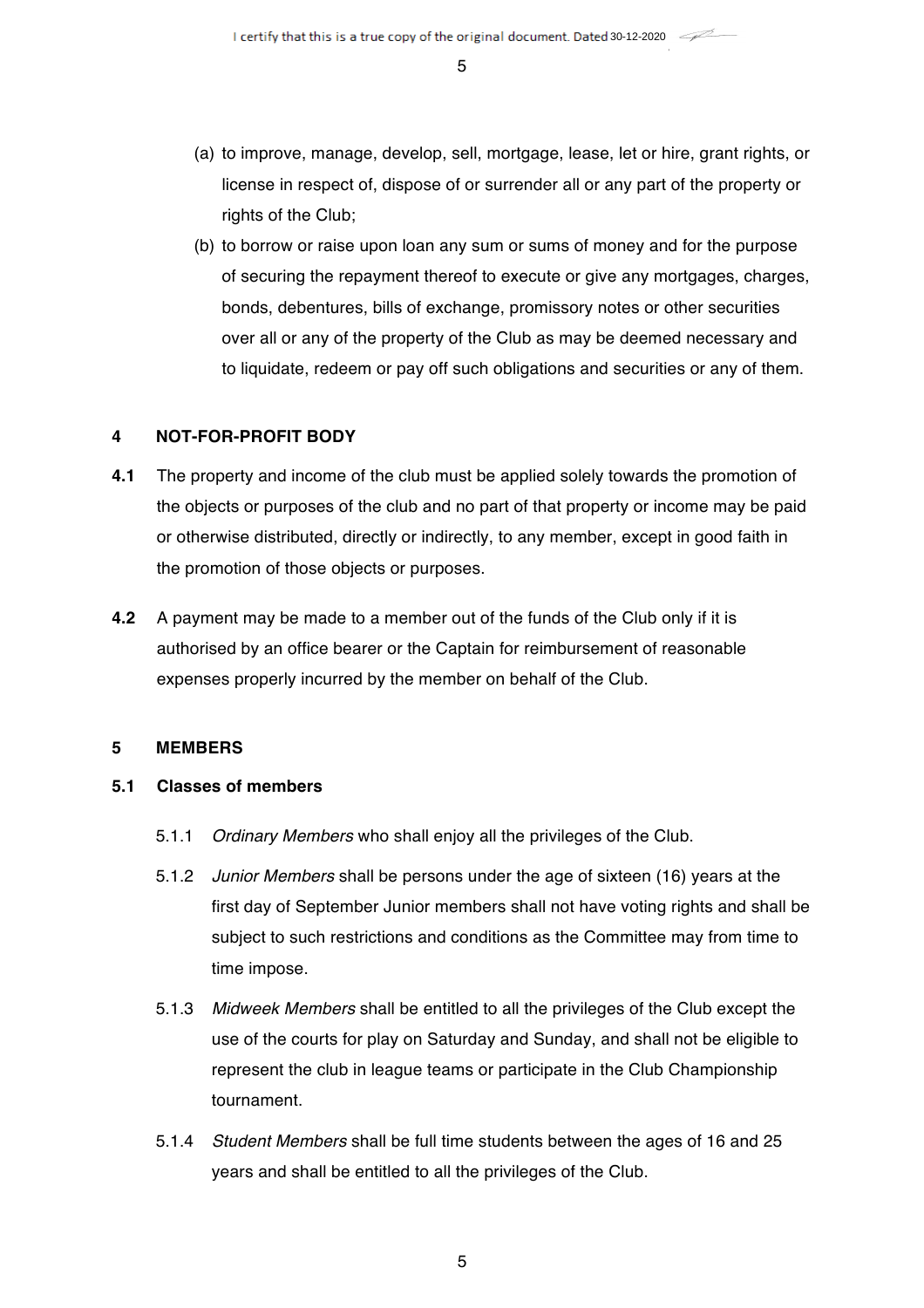(a) to improve, manage, develop, sell, mortgage, lease, let or hire, grant rights, or license in respect of, dispose of or surrender all or any part of the property or rights of the Club;

(b) to borrow or raise upon loan any sum or sums of money and for the purpose of securing the repayment thereof to execute or give any mortgages, charges, bonds, debentures, bills of exchange, promissory notes or other securities over all or any of the property of the Club as may be deemed necessary and to liquidate, redeem or pay off such obligations and securities or any of them.

## 4 NOT-FOR-PROFIT BODY

**4.1** The property and income of the club must be applied solely towards the promotion of the objects or purposes of the club and no part of that property or income may be paid or otherwise distributed, directly or indirectly, to any member, except in good faith in the promotion of those objects or purposes.

**4.2** A payment may be made to a member out of the funds of the Club only if it is authorised by an office bearer or the Captain for reimbursement of reasonable expenses properly incurred by the member on behalf of the Club.

## 5 MEMBERS

### 5.1 Classes of members

5.1.1 *Ordinary Members* who shall enjoy all the privileges of the Club.

5.1.2 *Junior Members* shall be persons under the age of sixteen (16) years at the first day of September Junior members shall not have voting rights and shall be subject to such restrictions and conditions as the Committee may from time to time impose.

5.1.3 *Midweek Members* shall be entitled to all the privileges of the Club except the use of the courts for play on Saturday and Sunday, and shall not be eligible to represent the club in league teams or participate in the Club Championship tournament.

5.1.4 *Student Members* shall be full time students between the ages of 16 and 25 years and shall be entitled to all the privileges of the Club.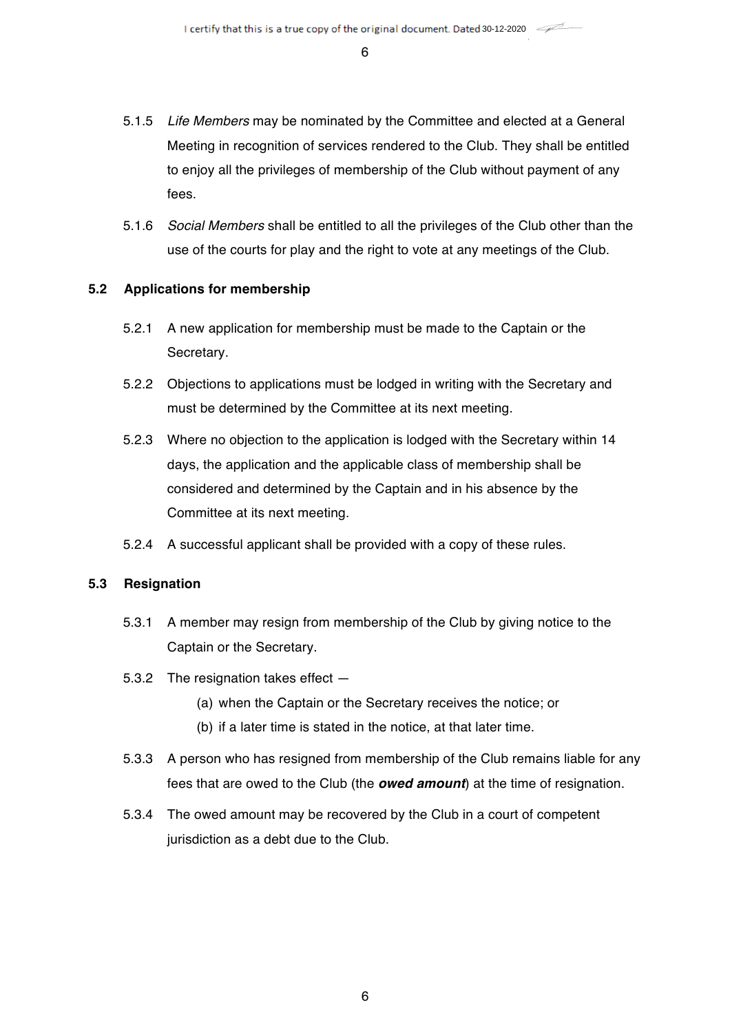5.1.5 *Life Members* may be nominated by the Committee and elected at a General Meeting in recognition of services rendered to the Club. They shall be entitled to enjoy all the privileges of membership of the Club without payment of any fees.

5.1.6 *Social Members* shall be entitled to all the privileges of the Club other than the use of the courts for play and the right to vote at any meetings of the Club.

### 5.2 Applications for membership

5.2.1 A new application for membership must be made to the Captain or the Secretary.

5.2.2 Objections to applications must be lodged in writing with the Secretary and must be determined by the Committee at its next meeting.

5.2.3 Where no objection to the application is lodged with the Secretary within 14 days, the application and the applicable class of membership shall be considered and determined by the Captain and in his absence by the Committee at its next meeting.

5.2.4 A successful applicant shall be provided with a copy of these rules.

### 5.3 Resignation

5.3.1 A member may resign from membership of the Club by giving notice to the Captain or the Secretary.

5.3.2 The resignation takes effect —

(a) when the Captain or the Secretary receives the notice; or

(b) if a later time is stated in the notice, at that later time.

5.3.3 A person who has resigned from membership of the Club remains liable for any fees that are owed to the Club (the ***owed amount***) at the time of resignation.

5.3.4 The owed amount may be recovered by the Club in a court of competent jurisdiction as a debt due to the Club.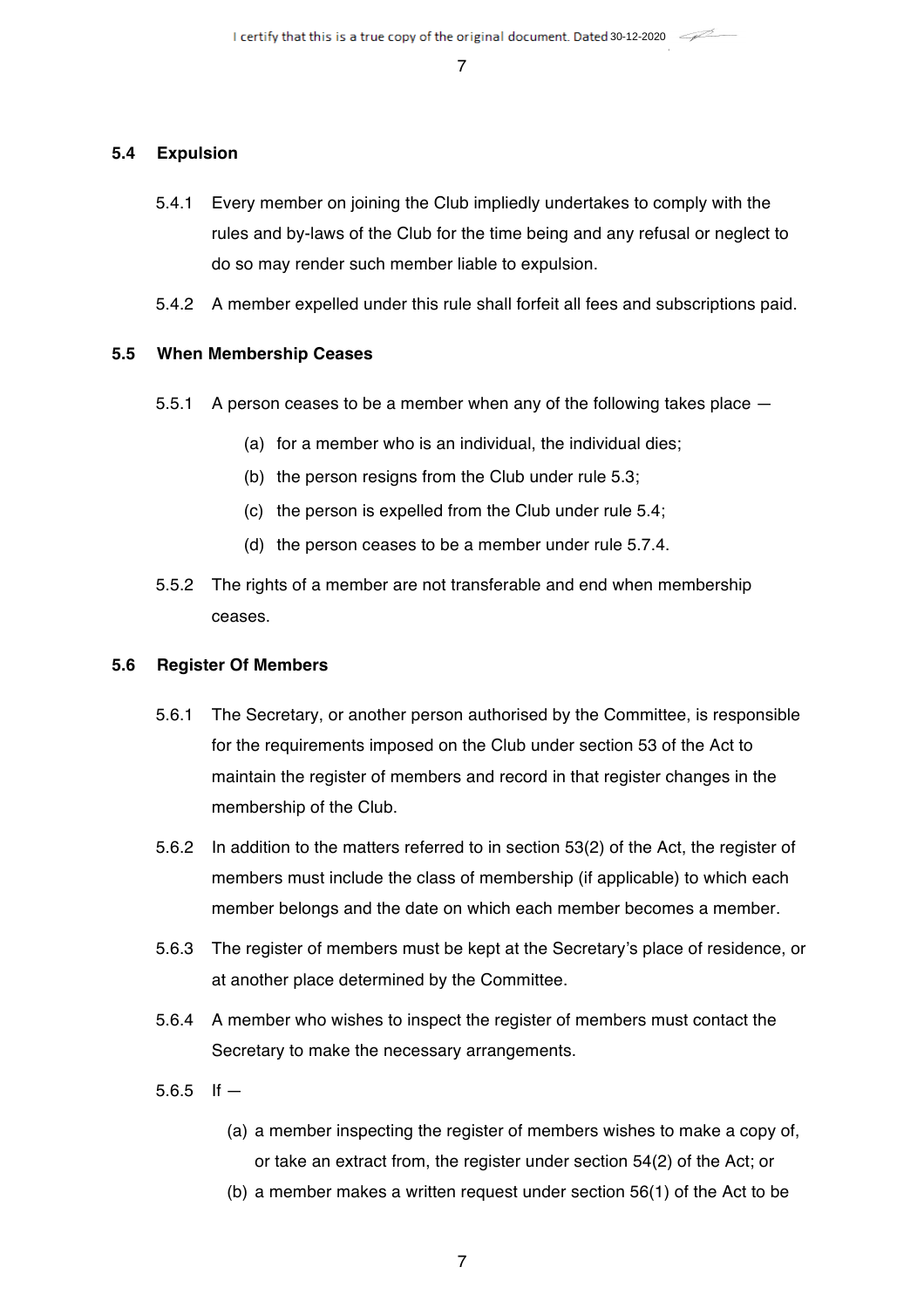### 5.4 Expulsion

5.4.1 Every member on joining the Club impliedly undertakes to comply with the rules and by-laws of the Club for the time being and any refusal or neglect to do so may render such member liable to expulsion.

5.4.2 A member expelled under this rule shall forfeit all fees and subscriptions paid.

### 5.5 When Membership Ceases

5.5.1 A person ceases to be a member when any of the following takes place —

(a) for a member who is an individual, the individual dies;

(b) the person resigns from the Club under rule 5.3;

(c) the person is expelled from the Club under rule 5.4;

(d) the person ceases to be a member under rule 5.7.4.

5.5.2 The rights of a member are not transferable and end when membership ceases.

### 5.6 Register Of Members

5.6.1 The Secretary, or another person authorised by the Committee, is responsible for the requirements imposed on the Club under section 53 of the Act to maintain the register of members and record in that register changes in the membership of the Club.

5.6.2 In addition to the matters referred to in section 53(2) of the Act, the register of members must include the class of membership (if applicable) to which each member belongs and the date on which each member becomes a member.

5.6.3 The register of members must be kept at the Secretary's place of residence, or at another place determined by the Committee.

5.6.4 A member who wishes to inspect the register of members must contact the Secretary to make the necessary arrangements.

5.6.5 If —

(a) a member inspecting the register of members wishes to make a copy of, or take an extract from, the register under section 54(2) of the Act; or

(b) a member makes a written request under section 56(1) of the Act to be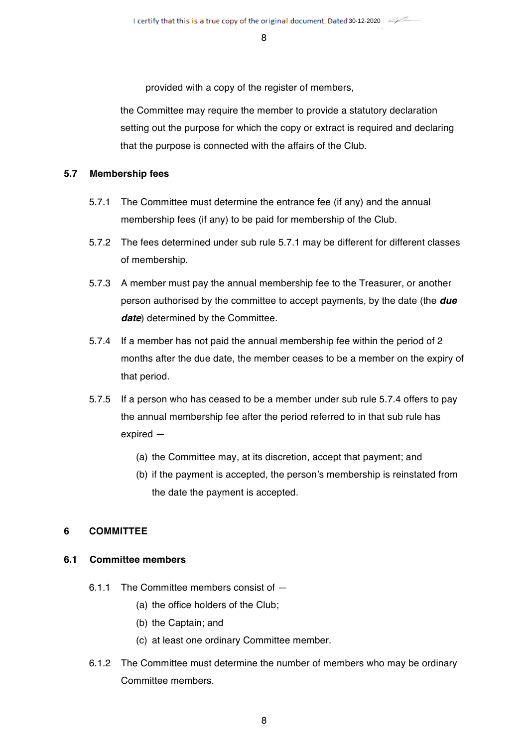provided with a copy of the register of members,

the Committee may require the member to provide a statutory declaration setting out the purpose for which the copy or extract is required and declaring that the purpose is connected with the affairs of the Club.

### 5.7 Membership fees

5.7.1 The Committee must determine the entrance fee (if any) and the annual membership fees (if any) to be paid for membership of the Club.

5.7.2 The fees determined under sub rule 5.7.1 may be different for different classes of membership.

5.7.3 A member must pay the annual membership fee to the Treasurer, or another person authorised by the committee to accept payments, by the date (the ***due date***) determined by the Committee.

5.7.4 If a member has not paid the annual membership fee within the period of 2 months after the due date, the member ceases to be a member on the expiry of that period.

5.7.5 If a person who has ceased to be a member under sub rule 5.7.4 offers to pay the annual membership fee after the period referred to in that sub rule has expired —

(a) the Committee may, at its discretion, accept that payment; and

(b) if the payment is accepted, the person's membership is reinstated from the date the payment is accepted.

## 6 COMMITTEE

### 6.1 Committee members

6.1.1 The Committee members consist of —

(a) the office holders of the Club;

(b) the Captain; and

(c) at least one ordinary Committee member.

6.1.2 The Committee must determine the number of members who may be ordinary Committee members.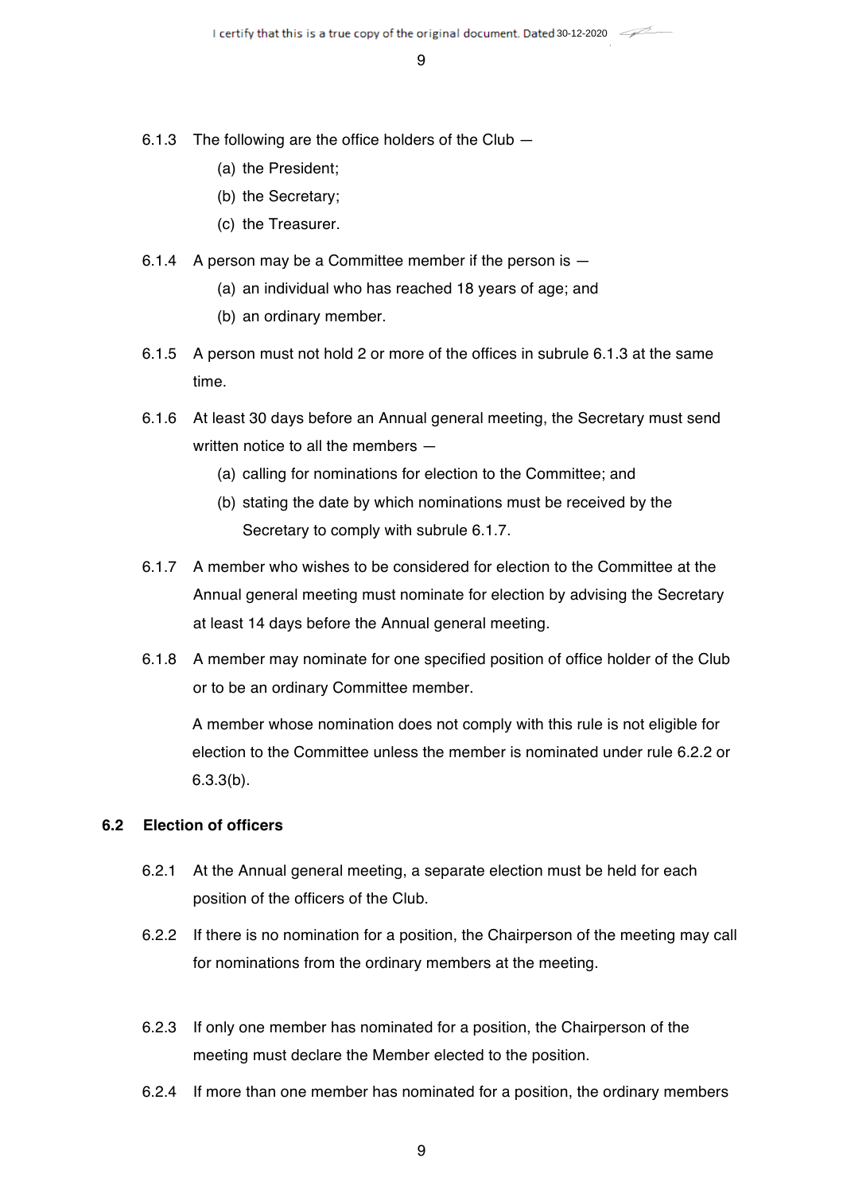6.1.3 The following are the office holders of the Club —

(a) the President;

(b) the Secretary;

(c) the Treasurer.

6.1.4 A person may be a Committee member if the person is —

(a) an individual who has reached 18 years of age; and

(b) an ordinary member.

6.1.5 A person must not hold 2 or more of the offices in subrule 6.1.3 at the same time.

6.1.6 At least 30 days before an Annual general meeting, the Secretary must send written notice to all the members —

(a) calling for nominations for election to the Committee; and

(b) stating the date by which nominations must be received by the Secretary to comply with subrule 6.1.7.

6.1.7 A member who wishes to be considered for election to the Committee at the Annual general meeting must nominate for election by advising the Secretary at least 14 days before the Annual general meeting.

6.1.8 A member may nominate for one specified position of office holder of the Club or to be an ordinary Committee member.

A member whose nomination does not comply with this rule is not eligible for election to the Committee unless the member is nominated under rule 6.2.2 or 6.3.3(b).

## 6.2 Election of officers

6.2.1 At the Annual general meeting, a separate election must be held for each position of the officers of the Club.

6.2.2 If there is no nomination for a position, the Chairperson of the meeting may call for nominations from the ordinary members at the meeting.

6.2.3 If only one member has nominated for a position, the Chairperson of the meeting must declare the Member elected to the position.

6.2.4 If more than one member has nominated for a position, the ordinary members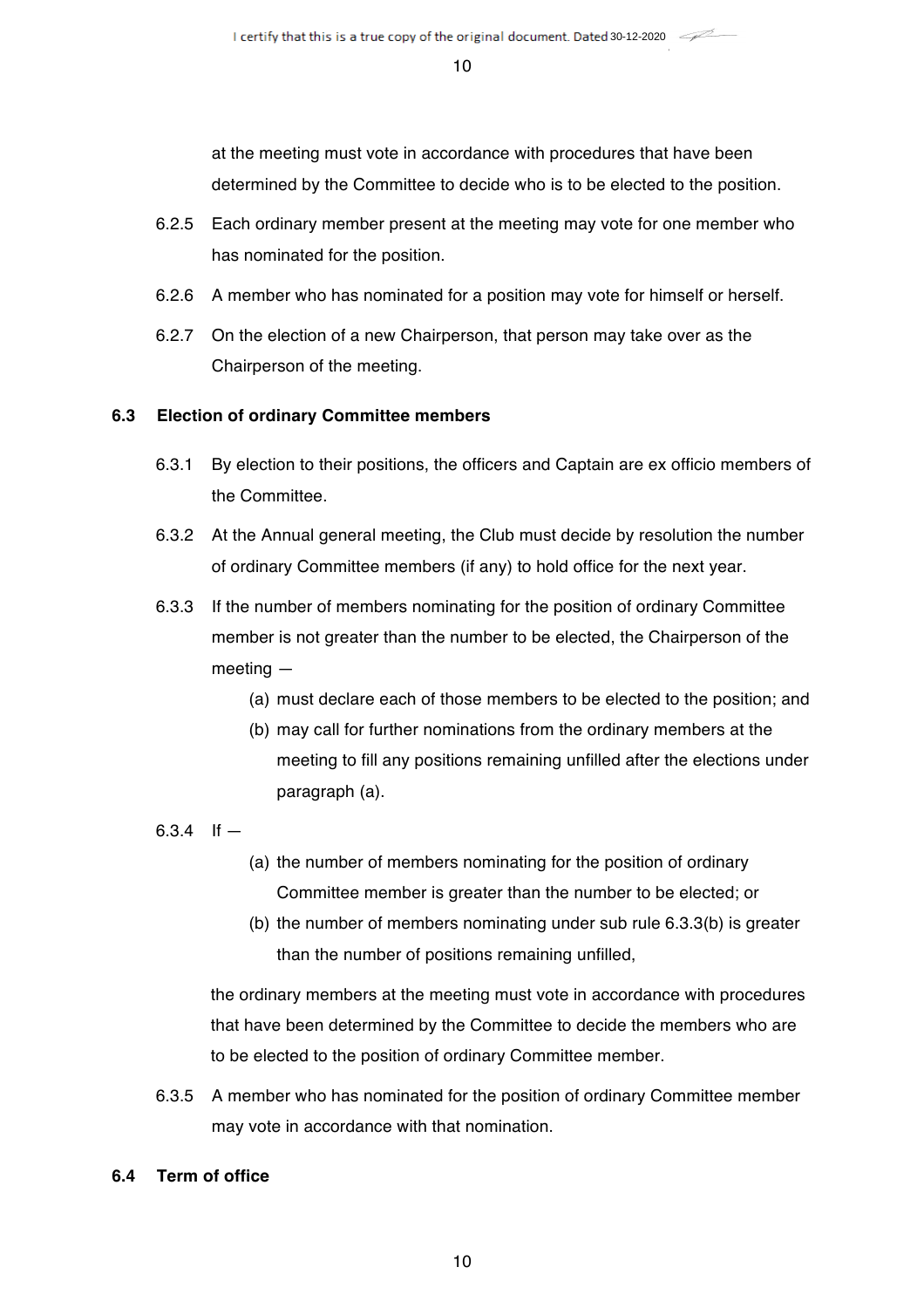at the meeting must vote in accordance with procedures that have been determined by the Committee to decide who is to be elected to the position.

6.2.5 Each ordinary member present at the meeting may vote for one member who has nominated for the position.

6.2.6 A member who has nominated for a position may vote for himself or herself.

6.2.7 On the election of a new Chairperson, that person may take over as the Chairperson of the meeting.

### 6.3 Election of ordinary Committee members

6.3.1 By election to their positions, the officers and Captain are ex officio members of the Committee.

6.3.2 At the Annual general meeting, the Club must decide by resolution the number of ordinary Committee members (if any) to hold office for the next year.

6.3.3 If the number of members nominating for the position of ordinary Committee member is not greater than the number to be elected, the Chairperson of the meeting —

(a) must declare each of those members to be elected to the position; and

(b) may call for further nominations from the ordinary members at the meeting to fill any positions remaining unfilled after the elections under paragraph (a).

6.3.4 If —

(a) the number of members nominating for the position of ordinary Committee member is greater than the number to be elected; or

(b) the number of members nominating under sub rule 6.3.3(b) is greater than the number of positions remaining unfilled,

the ordinary members at the meeting must vote in accordance with procedures that have been determined by the Committee to decide the members who are to be elected to the position of ordinary Committee member.

6.3.5 A member who has nominated for the position of ordinary Committee member may vote in accordance with that nomination.

### 6.4 Term of office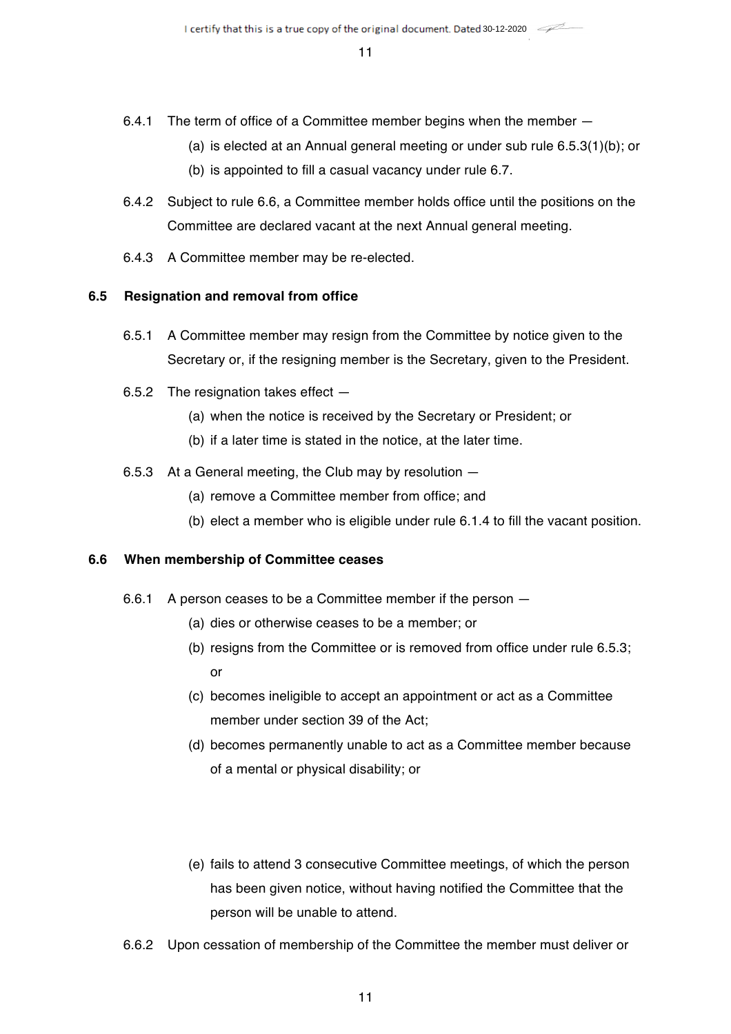6.4.1 The term of office of a Committee member begins when the member —

(a) is elected at an Annual general meeting or under sub rule 6.5.3(1)(b); or

(b) is appointed to fill a casual vacancy under rule 6.7.

6.4.2 Subject to rule 6.6, a Committee member holds office until the positions on the Committee are declared vacant at the next Annual general meeting.

6.4.3 A Committee member may be re-elected.

### 6.5 Resignation and removal from office

6.5.1 A Committee member may resign from the Committee by notice given to the Secretary or, if the resigning member is the Secretary, given to the President.

6.5.2 The resignation takes effect —

(a) when the notice is received by the Secretary or President; or

(b) if a later time is stated in the notice, at the later time.

6.5.3 At a General meeting, the Club may by resolution —

(a) remove a Committee member from office; and

(b) elect a member who is eligible under rule 6.1.4 to fill the vacant position.

### 6.6 When membership of Committee ceases

6.6.1 A person ceases to be a Committee member if the person —

(a) dies or otherwise ceases to be a member; or

(b) resigns from the Committee or is removed from office under rule 6.5.3; or

(c) becomes ineligible to accept an appointment or act as a Committee member under section 39 of the Act;

(d) becomes permanently unable to act as a Committee member because of a mental or physical disability; or

(e) fails to attend 3 consecutive Committee meetings, of which the person has been given notice, without having notified the Committee that the person will be unable to attend.

6.6.2 Upon cessation of membership of the Committee the member must deliver or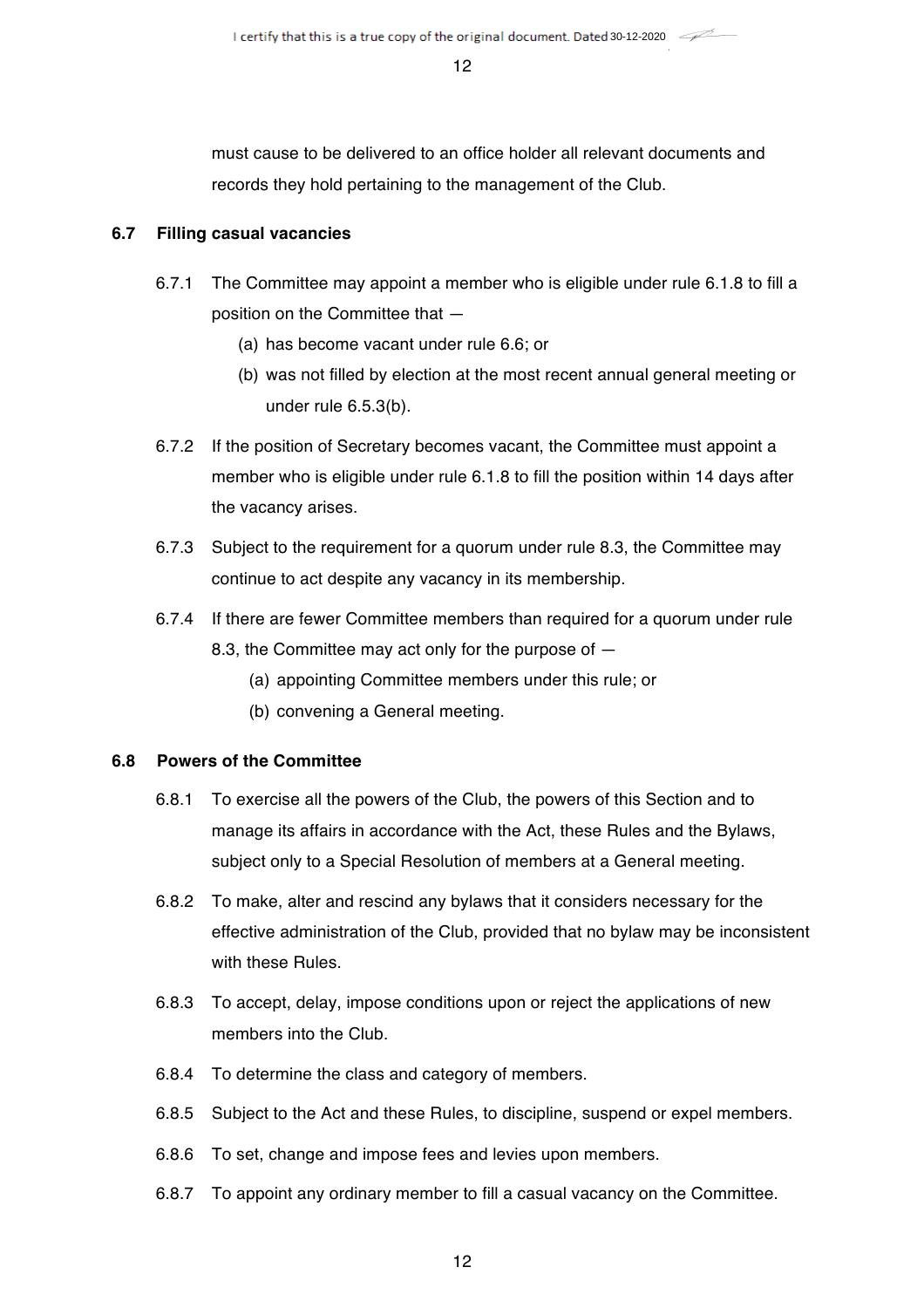must cause to be delivered to an office holder all relevant documents and records they hold pertaining to the management of the Club.

### 6.7 Filling casual vacancies

6.7.1 The Committee may appoint a member who is eligible under rule 6.1.8 to fill a position on the Committee that —

(a) has become vacant under rule 6.6; or

(b) was not filled by election at the most recent annual general meeting or under rule 6.5.3(b).

6.7.2 If the position of Secretary becomes vacant, the Committee must appoint a member who is eligible under rule 6.1.8 to fill the position within 14 days after the vacancy arises.

6.7.3 Subject to the requirement for a quorum under rule 8.3, the Committee may continue to act despite any vacancy in its membership.

6.7.4 If there are fewer Committee members than required for a quorum under rule 8.3, the Committee may act only for the purpose of —

(a) appointing Committee members under this rule; or

(b) convening a General meeting.

### 6.8 Powers of the Committee

6.8.1 To exercise all the powers of the Club, the powers of this Section and to manage its affairs in accordance with the Act, these Rules and the Bylaws, subject only to a Special Resolution of members at a General meeting.

6.8.2 To make, alter and rescind any bylaws that it considers necessary for the effective administration of the Club, provided that no bylaw may be inconsistent with these Rules.

6.8.3 To accept, delay, impose conditions upon or reject the applications of new members into the Club.

6.8.4 To determine the class and category of members.

6.8.5 Subject to the Act and these Rules, to discipline, suspend or expel members.

6.8.6 To set, change and impose fees and levies upon members.

6.8.7 To appoint any ordinary member to fill a casual vacancy on the Committee.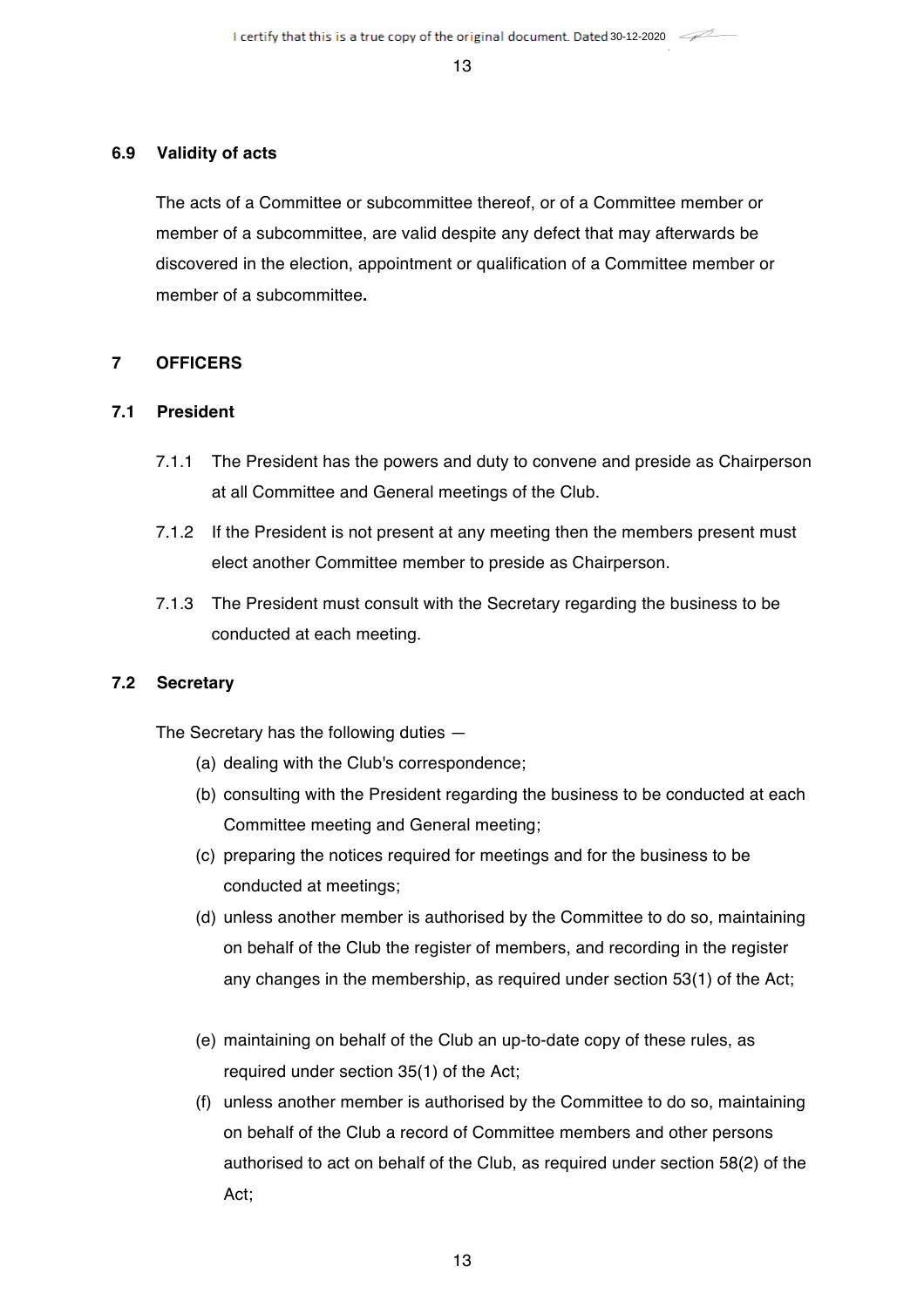### 6.9 Validity of acts

The acts of a Committee or subcommittee thereof, or of a Committee member or member of a subcommittee, are valid despite any defect that may afterwards be discovered in the election, appointment or qualification of a Committee member or member of a subcommittee**.**

## 7 OFFICERS

### 7.1 President

7.1.1 The President has the powers and duty to convene and preside as Chairperson at all Committee and General meetings of the Club.

7.1.2 If the President is not present at any meeting then the members present must elect another Committee member to preside as Chairperson.

7.1.3 The President must consult with the Secretary regarding the business to be conducted at each meeting.

### 7.2 Secretary

The Secretary has the following duties —

(a) dealing with the Club's correspondence;

(b) consulting with the President regarding the business to be conducted at each Committee meeting and General meeting;

(c) preparing the notices required for meetings and for the business to be conducted at meetings;

(d) unless another member is authorised by the Committee to do so, maintaining on behalf of the Club the register of members, and recording in the register any changes in the membership, as required under section 53(1) of the Act;

(e) maintaining on behalf of the Club an up-to-date copy of these rules, as required under section 35(1) of the Act;

(f) unless another member is authorised by the Committee to do so, maintaining on behalf of the Club a record of Committee members and other persons authorised to act on behalf of the Club, as required under section 58(2) of the Act;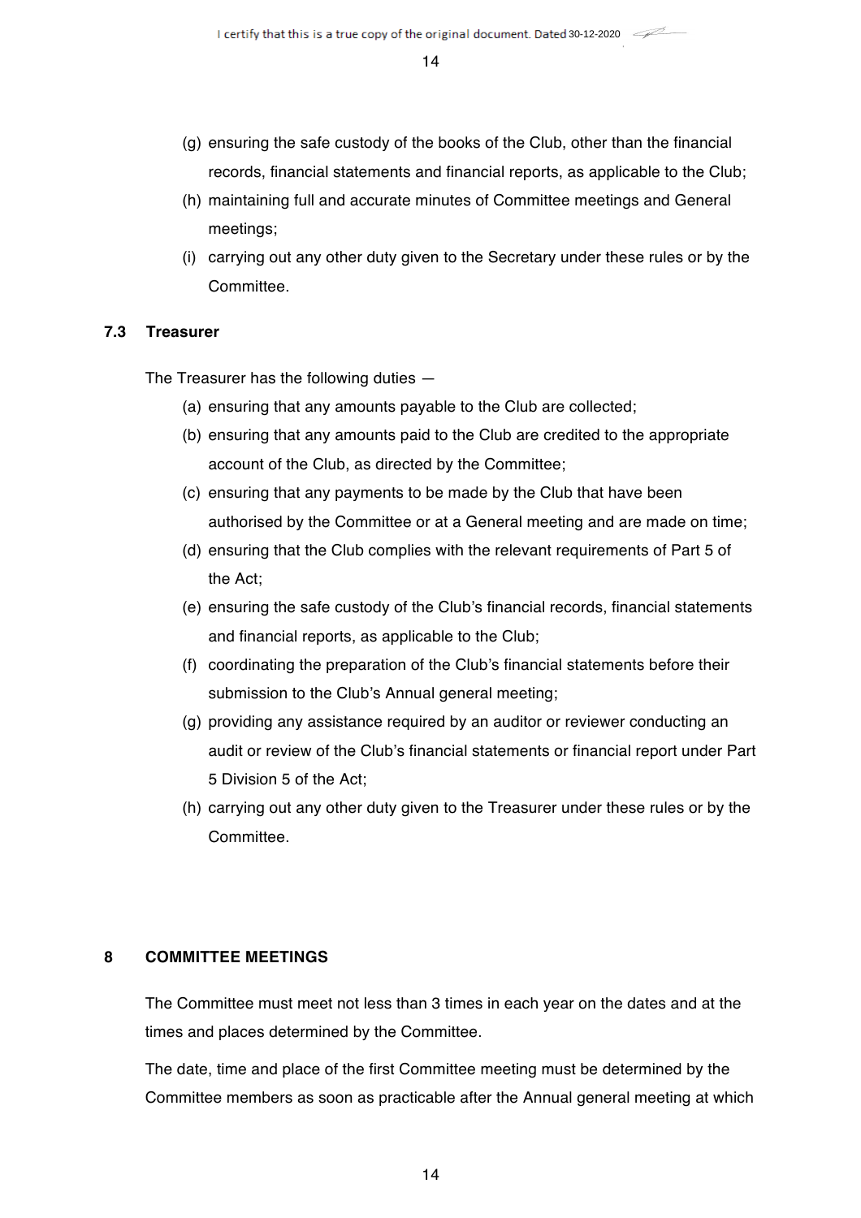(g) ensuring the safe custody of the books of the Club, other than the financial records, financial statements and financial reports, as applicable to the Club;
(h) maintaining full and accurate minutes of Committee meetings and General meetings;
(i) carrying out any other duty given to the Secretary under these rules or by the Committee.

### 7.3 Treasurer

The Treasurer has the following duties —

(a) ensuring that any amounts payable to the Club are collected;
(b) ensuring that any amounts paid to the Club are credited to the appropriate account of the Club, as directed by the Committee;
(c) ensuring that any payments to be made by the Club that have been authorised by the Committee or at a General meeting and are made on time;
(d) ensuring that the Club complies with the relevant requirements of Part 5 of the Act;
(e) ensuring the safe custody of the Club's financial records, financial statements and financial reports, as applicable to the Club;
(f) coordinating the preparation of the Club's financial statements before their submission to the Club's Annual general meeting;
(g) providing any assistance required by an auditor or reviewer conducting an audit or review of the Club's financial statements or financial report under Part 5 Division 5 of the Act;
(h) carrying out any other duty given to the Treasurer under these rules or by the Committee.

## 8 COMMITTEE MEETINGS

The Committee must meet not less than 3 times in each year on the dates and at the times and places determined by the Committee.

The date, time and place of the first Committee meeting must be determined by the Committee members as soon as practicable after the Annual general meeting at which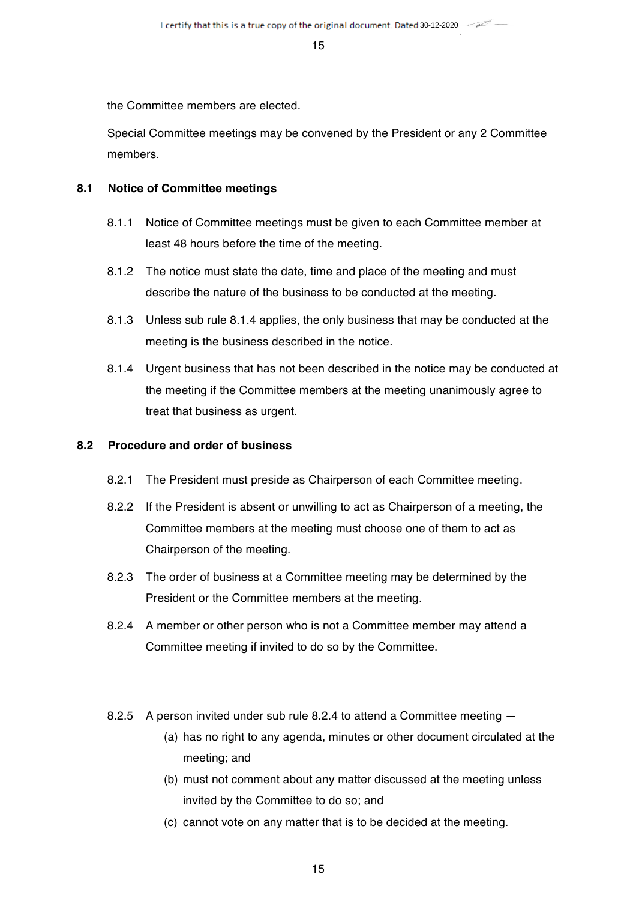the Committee members are elected.

Special Committee meetings may be convened by the President or any 2 Committee members.

### 8.1 Notice of Committee meetings

8.1.1 Notice of Committee meetings must be given to each Committee member at least 48 hours before the time of the meeting.

8.1.2 The notice must state the date, time and place of the meeting and must describe the nature of the business to be conducted at the meeting.

8.1.3 Unless sub rule 8.1.4 applies, the only business that may be conducted at the meeting is the business described in the notice.

8.1.4 Urgent business that has not been described in the notice may be conducted at the meeting if the Committee members at the meeting unanimously agree to treat that business as urgent.

### 8.2 Procedure and order of business

8.2.1 The President must preside as Chairperson of each Committee meeting.

8.2.2 If the President is absent or unwilling to act as Chairperson of a meeting, the Committee members at the meeting must choose one of them to act as Chairperson of the meeting.

8.2.3 The order of business at a Committee meeting may be determined by the President or the Committee members at the meeting.

8.2.4 A member or other person who is not a Committee member may attend a Committee meeting if invited to do so by the Committee.

8.2.5 A person invited under sub rule 8.2.4 to attend a Committee meeting —

(a) has no right to any agenda, minutes or other document circulated at the meeting; and

(b) must not comment about any matter discussed at the meeting unless invited by the Committee to do so; and

(c) cannot vote on any matter that is to be decided at the meeting.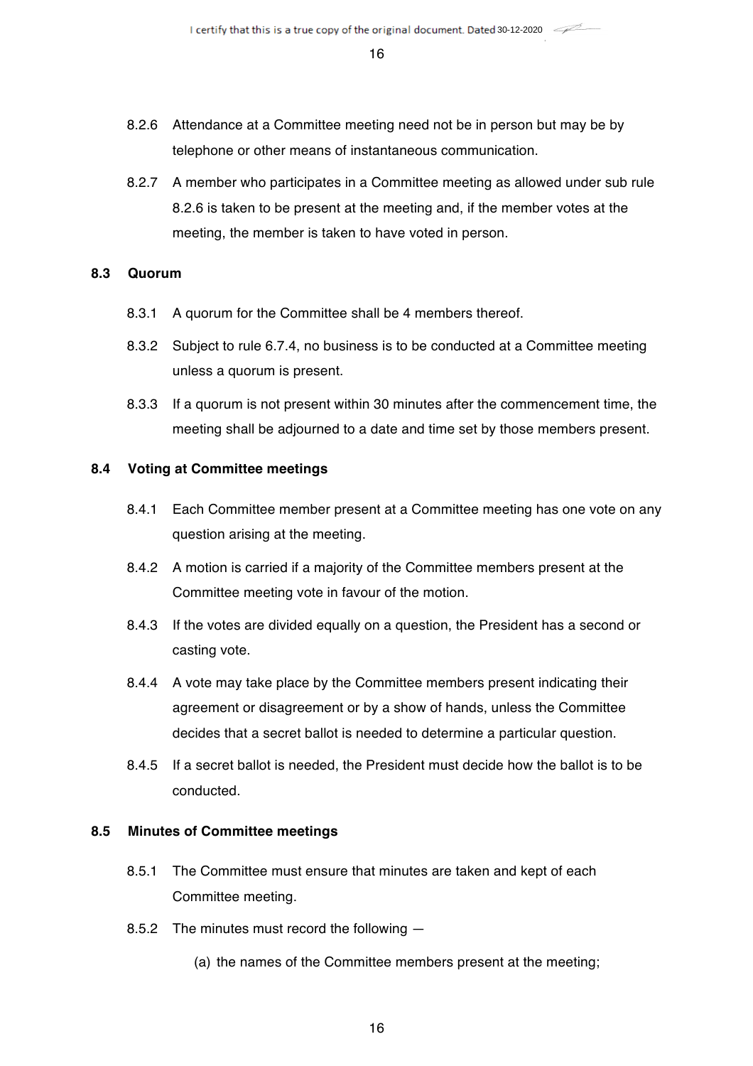8.2.6 Attendance at a Committee meeting need not be in person but may be by telephone or other means of instantaneous communication.

8.2.7 A member who participates in a Committee meeting as allowed under sub rule 8.2.6 is taken to be present at the meeting and, if the member votes at the meeting, the member is taken to have voted in person.

### 8.3 Quorum

8.3.1 A quorum for the Committee shall be 4 members thereof.

8.3.2 Subject to rule 6.7.4, no business is to be conducted at a Committee meeting unless a quorum is present.

8.3.3 If a quorum is not present within 30 minutes after the commencement time, the meeting shall be adjourned to a date and time set by those members present.

### 8.4 Voting at Committee meetings

8.4.1 Each Committee member present at a Committee meeting has one vote on any question arising at the meeting.

8.4.2 A motion is carried if a majority of the Committee members present at the Committee meeting vote in favour of the motion.

8.4.3 If the votes are divided equally on a question, the President has a second or casting vote.

8.4.4 A vote may take place by the Committee members present indicating their agreement or disagreement or by a show of hands, unless the Committee decides that a secret ballot is needed to determine a particular question.

8.4.5 If a secret ballot is needed, the President must decide how the ballot is to be conducted.

### 8.5 Minutes of Committee meetings

8.5.1 The Committee must ensure that minutes are taken and kept of each Committee meeting.

8.5.2 The minutes must record the following —

(a) the names of the Committee members present at the meeting;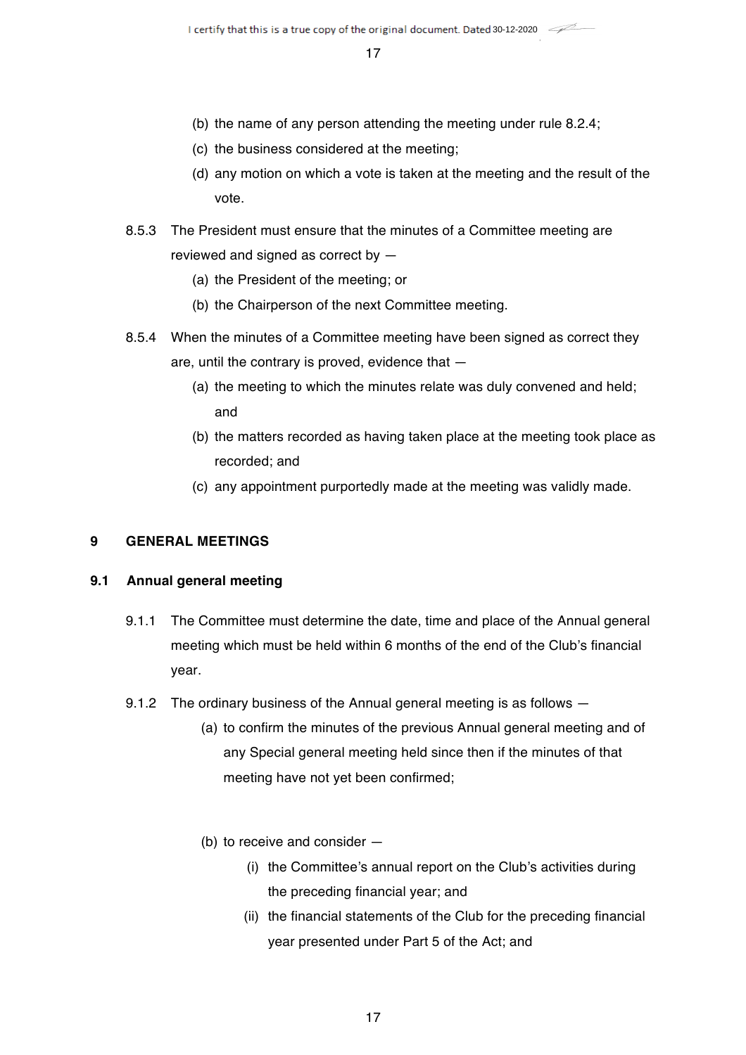(b) the name of any person attending the meeting under rule 8.2.4;

(c) the business considered at the meeting;

(d) any motion on which a vote is taken at the meeting and the result of the vote.

8.5.3 The President must ensure that the minutes of a Committee meeting are reviewed and signed as correct by —

(a) the President of the meeting; or

(b) the Chairperson of the next Committee meeting.

8.5.4 When the minutes of a Committee meeting have been signed as correct they are, until the contrary is proved, evidence that —

(a) the meeting to which the minutes relate was duly convened and held; and

(b) the matters recorded as having taken place at the meeting took place as recorded; and

(c) any appointment purportedly made at the meeting was validly made.

## 9 GENERAL MEETINGS

### 9.1 Annual general meeting

9.1.1 The Committee must determine the date, time and place of the Annual general meeting which must be held within 6 months of the end of the Club's financial year.

9.1.2 The ordinary business of the Annual general meeting is as follows —

(a) to confirm the minutes of the previous Annual general meeting and of any Special general meeting held since then if the minutes of that meeting have not yet been confirmed;

(b) to receive and consider —

(i) the Committee's annual report on the Club's activities during the preceding financial year; and

(ii) the financial statements of the Club for the preceding financial year presented under Part 5 of the Act; and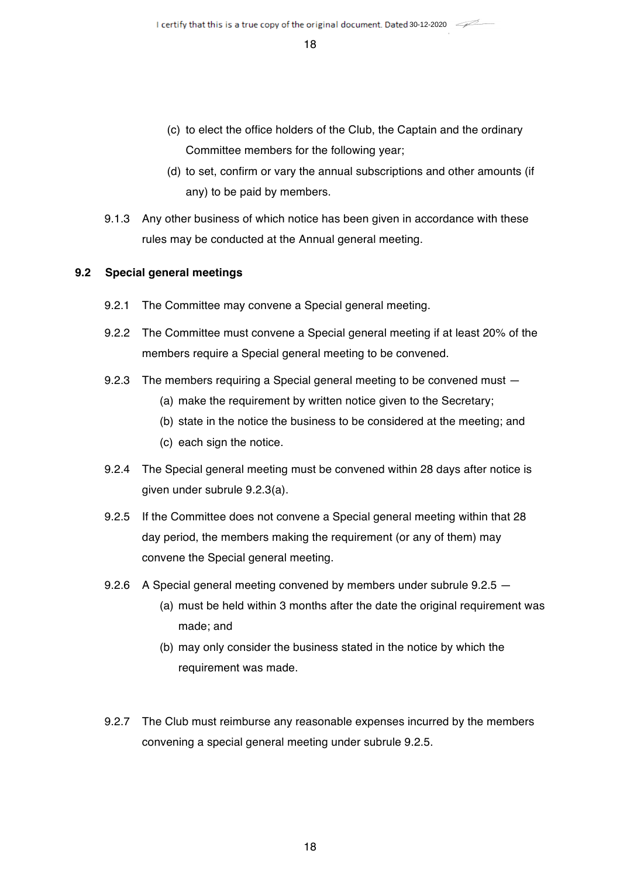(c) to elect the office holders of the Club, the Captain and the ordinary Committee members for the following year;

(d) to set, confirm or vary the annual subscriptions and other amounts (if any) to be paid by members.

9.1.3 Any other business of which notice has been given in accordance with these rules may be conducted at the Annual general meeting.

## 9.2 Special general meetings

9.2.1 The Committee may convene a Special general meeting.

9.2.2 The Committee must convene a Special general meeting if at least 20% of the members require a Special general meeting to be convened.

9.2.3 The members requiring a Special general meeting to be convened must —

(a) make the requirement by written notice given to the Secretary;

(b) state in the notice the business to be considered at the meeting; and

(c) each sign the notice.

9.2.4 The Special general meeting must be convened within 28 days after notice is given under subrule 9.2.3(a).

9.2.5 If the Committee does not convene a Special general meeting within that 28 day period, the members making the requirement (or any of them) may convene the Special general meeting.

9.2.6 A Special general meeting convened by members under subrule 9.2.5 —

(a) must be held within 3 months after the date the original requirement was made; and

(b) may only consider the business stated in the notice by which the requirement was made.

9.2.7 The Club must reimburse any reasonable expenses incurred by the members convening a special general meeting under subrule 9.2.5.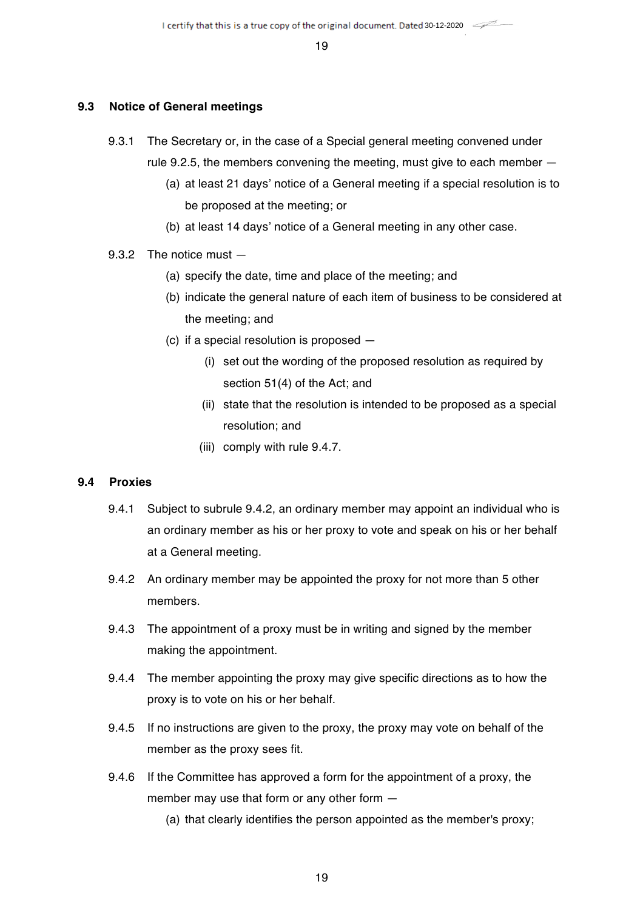I certify that this is a true copy of the original document. Dated 30-12-2020

### 9.3 Notice of General meetings

9.3.1 The Secretary or, in the case of a Special general meeting convened under rule 9.2.5, the members convening the meeting, must give to each member —

(a) at least 21 days' notice of a General meeting if a special resolution is to be proposed at the meeting; or

(b) at least 14 days' notice of a General meeting in any other case.

9.3.2 The notice must —

(a) specify the date, time and place of the meeting; and

(b) indicate the general nature of each item of business to be considered at the meeting; and

(c) if a special resolution is proposed —

(i) set out the wording of the proposed resolution as required by section 51(4) of the Act; and

(ii) state that the resolution is intended to be proposed as a special resolution; and

(iii) comply with rule 9.4.7.

### 9.4 Proxies

9.4.1 Subject to subrule 9.4.2, an ordinary member may appoint an individual who is an ordinary member as his or her proxy to vote and speak on his or her behalf at a General meeting.

9.4.2 An ordinary member may be appointed the proxy for not more than 5 other members.

9.4.3 The appointment of a proxy must be in writing and signed by the member making the appointment.

9.4.4 The member appointing the proxy may give specific directions as to how the proxy is to vote on his or her behalf.

9.4.5 If no instructions are given to the proxy, the proxy may vote on behalf of the member as the proxy sees fit.

9.4.6 If the Committee has approved a form for the appointment of a proxy, the member may use that form or any other form —

(a) that clearly identifies the person appointed as the member's proxy;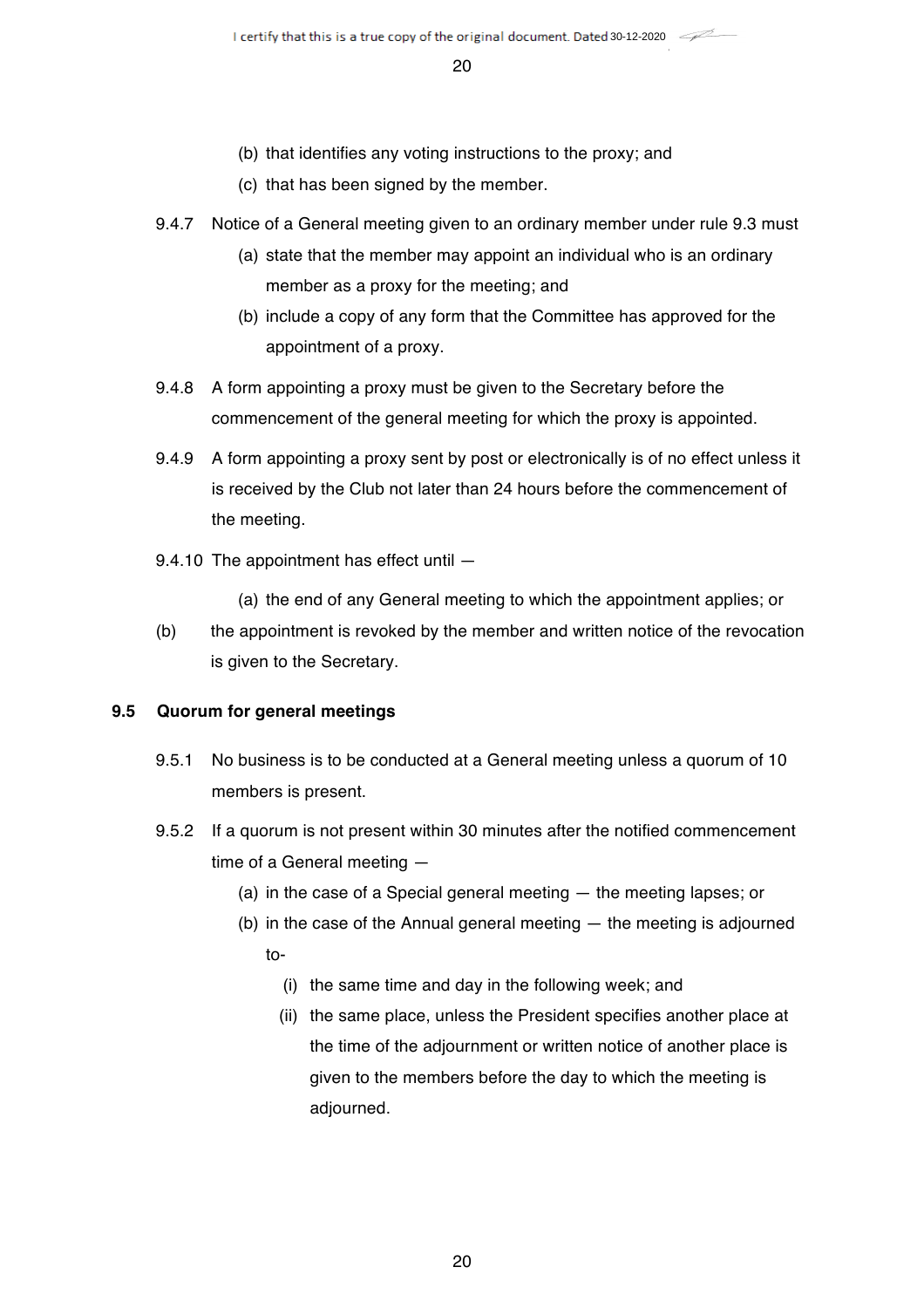(b) that identifies any voting instructions to the proxy; and

(c) that has been signed by the member.

9.4.7 Notice of a General meeting given to an ordinary member under rule 9.3 must

(a) state that the member may appoint an individual who is an ordinary member as a proxy for the meeting; and

(b) include a copy of any form that the Committee has approved for the appointment of a proxy.

9.4.8 A form appointing a proxy must be given to the Secretary before the commencement of the general meeting for which the proxy is appointed.

9.4.9 A form appointing a proxy sent by post or electronically is of no effect unless it is received by the Club not later than 24 hours before the commencement of the meeting.

9.4.10 The appointment has effect until —

(a) the end of any General meeting to which the appointment applies; or

(b) the appointment is revoked by the member and written notice of the revocation is given to the Secretary.

**9.5 Quorum for general meetings**

9.5.1 No business is to be conducted at a General meeting unless a quorum of 10 members is present.

9.5.2 If a quorum is not present within 30 minutes after the notified commencement time of a General meeting —

(a) in the case of a Special general meeting — the meeting lapses; or

(b) in the case of the Annual general meeting — the meeting is adjourned to-

(i) the same time and day in the following week; and

(ii) the same place, unless the President specifies another place at the time of the adjournment or written notice of another place is given to the members before the day to which the meeting is adjourned.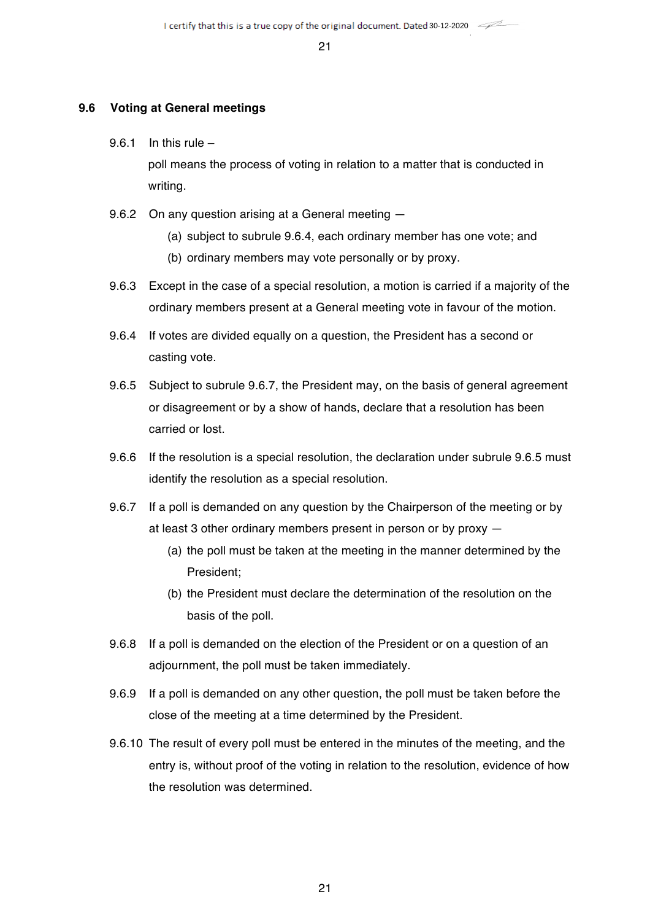## 9.6 Voting at General meetings

9.6.1 In this rule –

poll means the process of voting in relation to a matter that is conducted in writing.

9.6.2 On any question arising at a General meeting —

(a) subject to subrule 9.6.4, each ordinary member has one vote; and

(b) ordinary members may vote personally or by proxy.

9.6.3 Except in the case of a special resolution, a motion is carried if a majority of the ordinary members present at a General meeting vote in favour of the motion.

9.6.4 If votes are divided equally on a question, the President has a second or casting vote.

9.6.5 Subject to subrule 9.6.7, the President may, on the basis of general agreement or disagreement or by a show of hands, declare that a resolution has been carried or lost.

9.6.6 If the resolution is a special resolution, the declaration under subrule 9.6.5 must identify the resolution as a special resolution.

9.6.7 If a poll is demanded on any question by the Chairperson of the meeting or by at least 3 other ordinary members present in person or by proxy —

(a) the poll must be taken at the meeting in the manner determined by the President;

(b) the President must declare the determination of the resolution on the basis of the poll.

9.6.8 If a poll is demanded on the election of the President or on a question of an adjournment, the poll must be taken immediately.

9.6.9 If a poll is demanded on any other question, the poll must be taken before the close of the meeting at a time determined by the President.

9.6.10 The result of every poll must be entered in the minutes of the meeting, and the entry is, without proof of the voting in relation to the resolution, evidence of how the resolution was determined.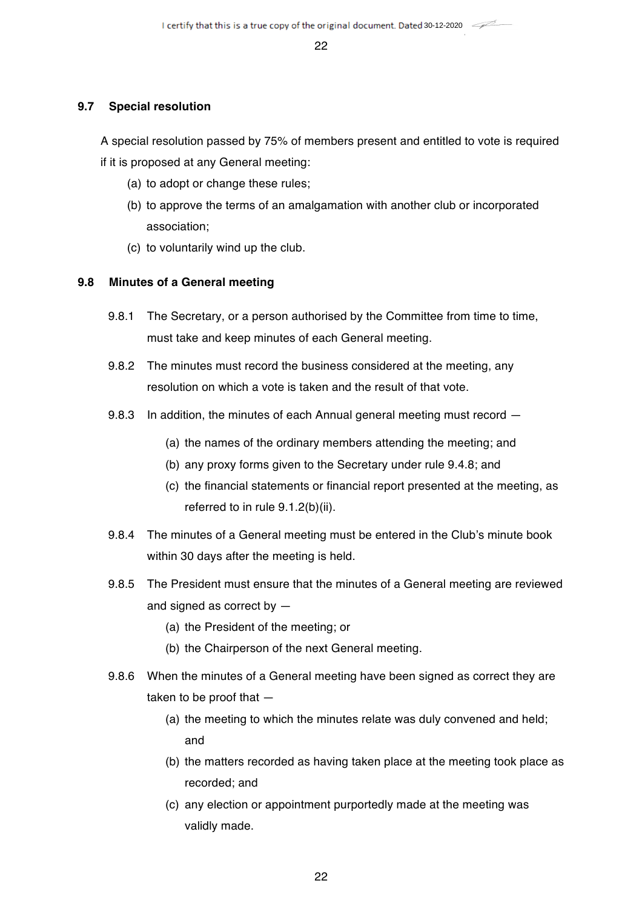### 9.7 Special resolution

A special resolution passed by 75% of members present and entitled to vote is required if it is proposed at any General meeting:

(a) to adopt or change these rules;

(b) to approve the terms of an amalgamation with another club or incorporated association;

(c) to voluntarily wind up the club.

### 9.8 Minutes of a General meeting

9.8.1 The Secretary, or a person authorised by the Committee from time to time, must take and keep minutes of each General meeting.

9.8.2 The minutes must record the business considered at the meeting, any resolution on which a vote is taken and the result of that vote.

9.8.3 In addition, the minutes of each Annual general meeting must record —

(a) the names of the ordinary members attending the meeting; and

(b) any proxy forms given to the Secretary under rule 9.4.8; and

(c) the financial statements or financial report presented at the meeting, as referred to in rule 9.1.2(b)(ii).

9.8.4 The minutes of a General meeting must be entered in the Club's minute book within 30 days after the meeting is held.

9.8.5 The President must ensure that the minutes of a General meeting are reviewed and signed as correct by —

(a) the President of the meeting; or

(b) the Chairperson of the next General meeting.

9.8.6 When the minutes of a General meeting have been signed as correct they are taken to be proof that —

(a) the meeting to which the minutes relate was duly convened and held; and

(b) the matters recorded as having taken place at the meeting took place as recorded; and

(c) any election or appointment purportedly made at the meeting was validly made.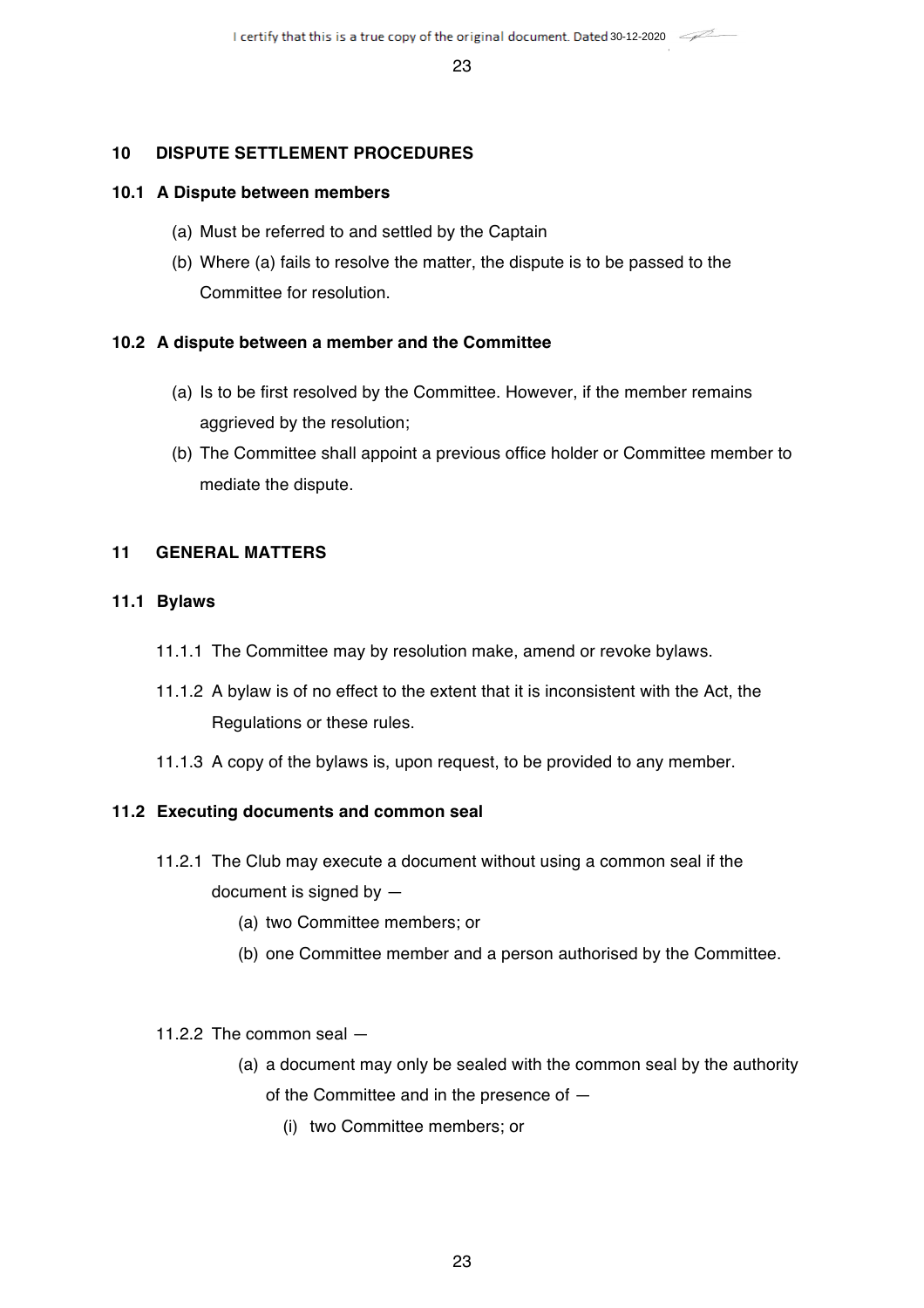## 10 DISPUTE SETTLEMENT PROCEDURES

### 10.1 A Dispute between members

(a) Must be referred to and settled by the Captain

(b) Where (a) fails to resolve the matter, the dispute is to be passed to the Committee for resolution.

### 10.2 A dispute between a member and the Committee

(a) Is to be first resolved by the Committee. However, if the member remains aggrieved by the resolution;

(b) The Committee shall appoint a previous office holder or Committee member to mediate the dispute.

## 11 GENERAL MATTERS

### 11.1 Bylaws

11.1.1 The Committee may by resolution make, amend or revoke bylaws.

11.1.2 A bylaw is of no effect to the extent that it is inconsistent with the Act, the Regulations or these rules.

11.1.3 A copy of the bylaws is, upon request, to be provided to any member.

### 11.2 Executing documents and common seal

11.2.1 The Club may execute a document without using a common seal if the document is signed by —

- (a) two Committee members; or
- (b) one Committee member and a person authorised by the Committee.

11.2.2 The common seal —

- (a) a document may only be sealed with the common seal by the authority of the Committee and in the presence of —
  - (i) two Committee members; or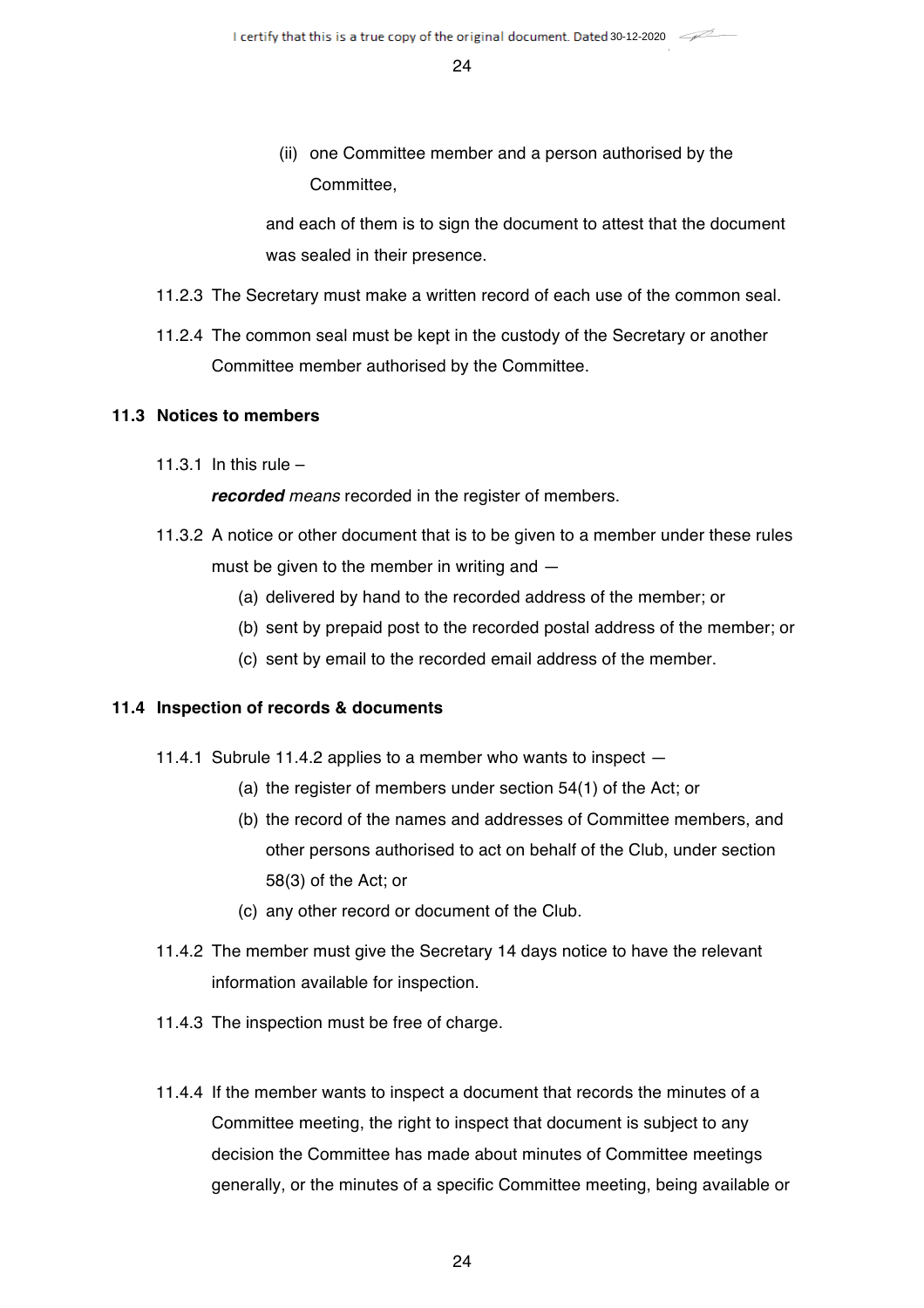(ii) one Committee member and a person authorised by the Committee,

and each of them is to sign the document to attest that the document was sealed in their presence.

11.2.3 The Secretary must make a written record of each use of the common seal.

11.2.4 The common seal must be kept in the custody of the Secretary or another Committee member authorised by the Committee.

### 11.3 Notices to members

11.3.1 In this rule –

***recorded*** *means* recorded in the register of members.

11.3.2 A notice or other document that is to be given to a member under these rules must be given to the member in writing and —

(a) delivered by hand to the recorded address of the member; or

(b) sent by prepaid post to the recorded postal address of the member; or

(c) sent by email to the recorded email address of the member.

### 11.4 Inspection of records & documents

11.4.1 Subrule 11.4.2 applies to a member who wants to inspect —

(a) the register of members under section 54(1) of the Act; or

(b) the record of the names and addresses of Committee members, and other persons authorised to act on behalf of the Club, under section 58(3) of the Act; or

(c) any other record or document of the Club.

11.4.2 The member must give the Secretary 14 days notice to have the relevant information available for inspection.

11.4.3 The inspection must be free of charge.

11.4.4 If the member wants to inspect a document that records the minutes of a Committee meeting, the right to inspect that document is subject to any decision the Committee has made about minutes of Committee meetings generally, or the minutes of a specific Committee meeting, being available or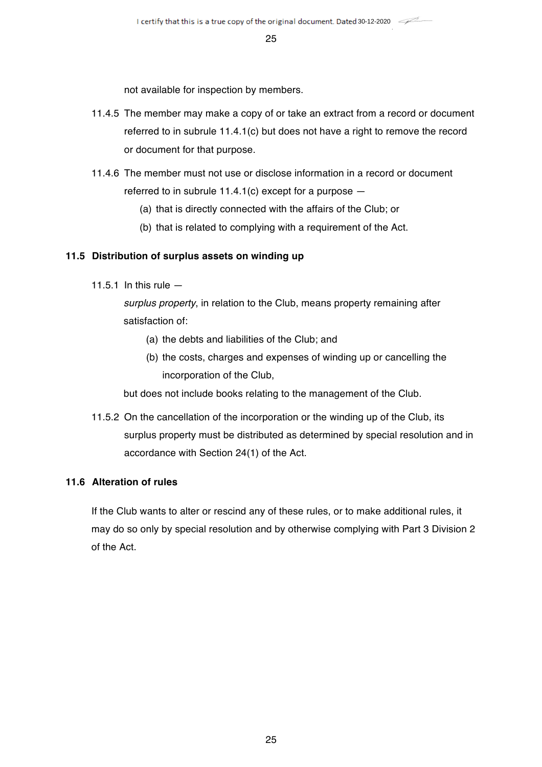not available for inspection by members.

11.4.5 The member may make a copy of or take an extract from a record or document referred to in subrule 11.4.1(c) but does not have a right to remove the record or document for that purpose.

11.4.6 The member must not use or disclose information in a record or document referred to in subrule 11.4.1(c) except for a purpose —

(a) that is directly connected with the affairs of the Club; or

(b) that is related to complying with a requirement of the Act.

### 11.5 Distribution of surplus assets on winding up

11.5.1 In this rule —

*surplus property*, in relation to the Club, means property remaining after satisfaction of:

(a) the debts and liabilities of the Club; and

(b) the costs, charges and expenses of winding up or cancelling the incorporation of the Club,

but does not include books relating to the management of the Club.

11.5.2 On the cancellation of the incorporation or the winding up of the Club, its surplus property must be distributed as determined by special resolution and in accordance with Section 24(1) of the Act.

### 11.6 Alteration of rules

If the Club wants to alter or rescind any of these rules, or to make additional rules, it may do so only by special resolution and by otherwise complying with Part 3 Division 2 of the Act.